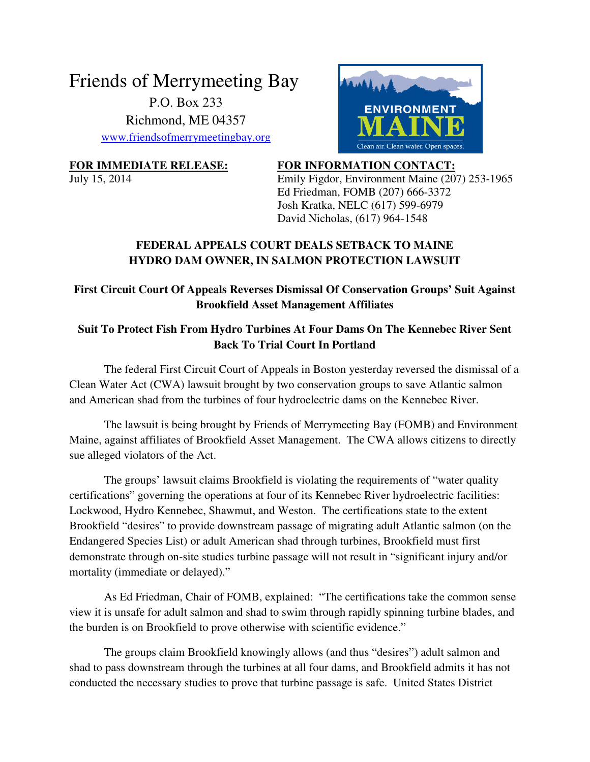# Friends of Merrymeeting Bay

P.O. Box 233
Richmond, ME 04357
www.friendsofmerrymeetingbay.org

ENVIRONMENT MAINE
Clean air. Clean water. Open spaces.

**FOR IMMEDIATE RELEASE:**
July 15, 2014

**FOR INFORMATION CONTACT:**
Emily Figdor, Environment Maine (207) 253-1965
Ed Friedman, FOMB (207) 666-3372
Josh Kratka, NELC (617) 599-6979
David Nicholas, (617) 964-1548

## FEDERAL APPEALS COURT DEALS SETBACK TO MAINE HYDRO DAM OWNER, IN SALMON PROTECTION LAWSUIT

### First Circuit Court Of Appeals Reverses Dismissal Of Conservation Groups' Suit Against Brookfield Asset Management Affiliates

### Suit To Protect Fish From Hydro Turbines At Four Dams On The Kennebec River Sent Back To Trial Court In Portland

The federal First Circuit Court of Appeals in Boston yesterday reversed the dismissal of a Clean Water Act (CWA) lawsuit brought by two conservation groups to save Atlantic salmon and American shad from the turbines of four hydroelectric dams on the Kennebec River.

The lawsuit is being brought by Friends of Merrymeeting Bay (FOMB) and Environment Maine, against affiliates of Brookfield Asset Management. The CWA allows citizens to directly sue alleged violators of the Act.

The groups' lawsuit claims Brookfield is violating the requirements of "water quality certifications" governing the operations at four of its Kennebec River hydroelectric facilities: Lockwood, Hydro Kennebec, Shawmut, and Weston. The certifications state to the extent Brookfield "desires" to provide downstream passage of migrating adult Atlantic salmon (on the Endangered Species List) or adult American shad through turbines, Brookfield must first demonstrate through on-site studies turbine passage will not result in "significant injury and/or mortality (immediate or delayed)."

As Ed Friedman, Chair of FOMB, explained: "The certifications take the common sense view it is unsafe for adult salmon and shad to swim through rapidly spinning turbine blades, and the burden is on Brookfield to prove otherwise with scientific evidence."

The groups claim Brookfield knowingly allows (and thus "desires") adult salmon and shad to pass downstream through the turbines at all four dams, and Brookfield admits it has not conducted the necessary studies to prove that turbine passage is safe. United States District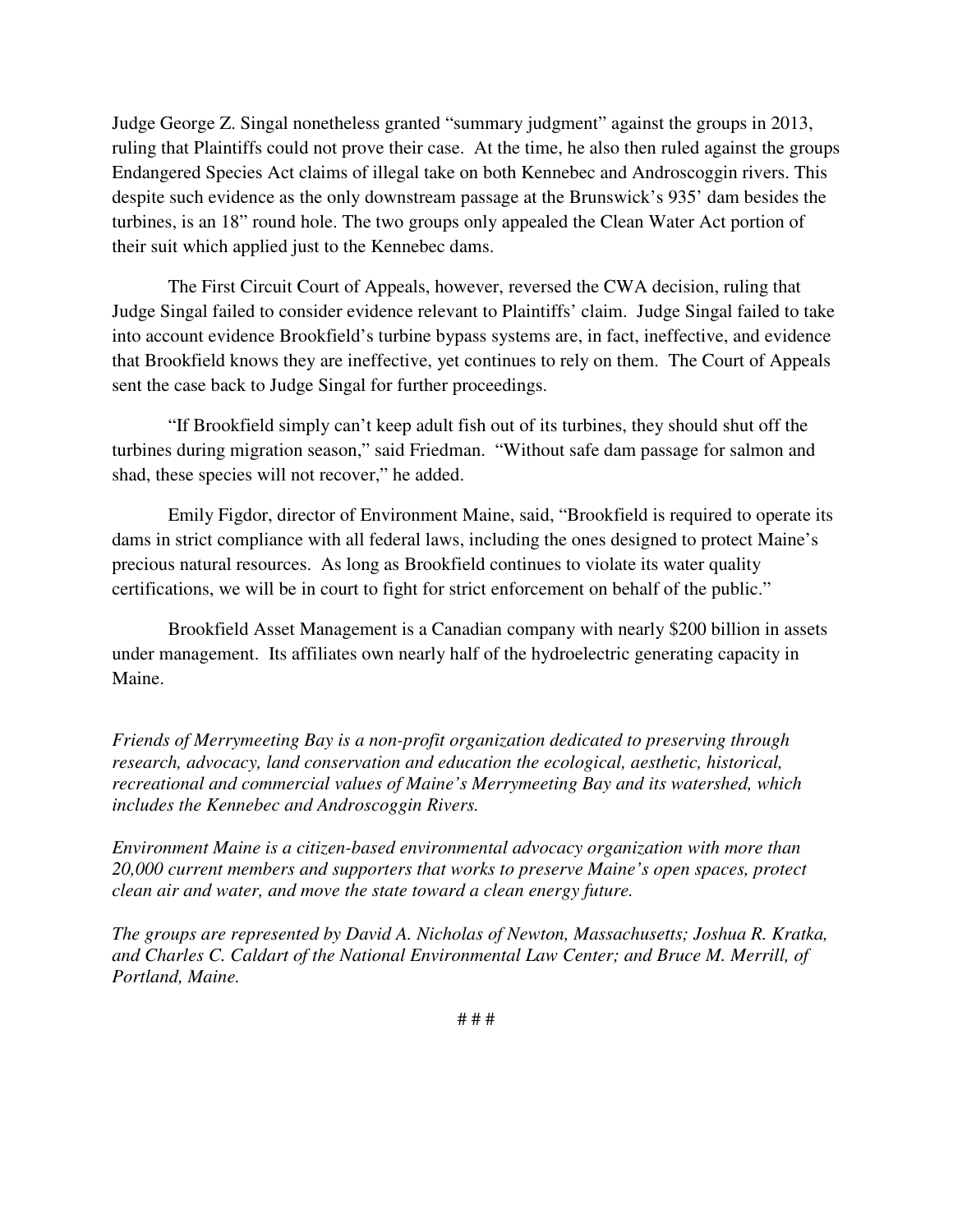Judge George Z. Singal nonetheless granted "summary judgment" against the groups in 2013, ruling that Plaintiffs could not prove their case. At the time, he also then ruled against the groups Endangered Species Act claims of illegal take on both Kennebec and Androscoggin rivers. This despite such evidence as the only downstream passage at the Brunswick's 935' dam besides the turbines, is an 18" round hole. The two groups only appealed the Clean Water Act portion of their suit which applied just to the Kennebec dams.

The First Circuit Court of Appeals, however, reversed the CWA decision, ruling that Judge Singal failed to consider evidence relevant to Plaintiffs' claim. Judge Singal failed to take into account evidence Brookfield's turbine bypass systems are, in fact, ineffective, and evidence that Brookfield knows they are ineffective, yet continues to rely on them. The Court of Appeals sent the case back to Judge Singal for further proceedings.

"If Brookfield simply can't keep adult fish out of its turbines, they should shut off the turbines during migration season," said Friedman. "Without safe dam passage for salmon and shad, these species will not recover," he added.

Emily Figdor, director of Environment Maine, said, "Brookfield is required to operate its dams in strict compliance with all federal laws, including the ones designed to protect Maine's precious natural resources. As long as Brookfield continues to violate its water quality certifications, we will be in court to fight for strict enforcement on behalf of the public."

Brookfield Asset Management is a Canadian company with nearly $200 billion in assets under management. Its affiliates own nearly half of the hydroelectric generating capacity in Maine.

*Friends of Merrymeeting Bay is a non-profit organization dedicated to preserving through research, advocacy, land conservation and education the ecological, aesthetic, historical, recreational and commercial values of Maine's Merrymeeting Bay and its watershed, which includes the Kennebec and Androscoggin Rivers.*

*Environment Maine is a citizen-based environmental advocacy organization with more than 20,000 current members and supporters that works to preserve Maine's open spaces, protect clean air and water, and move the state toward a clean energy future.*

*The groups are represented by David A. Nicholas of Newton, Massachusetts; Joshua R. Kratka, and Charles C. Caldart of the National Environmental Law Center; and Bruce M. Merrill, of Portland, Maine.*

# # #